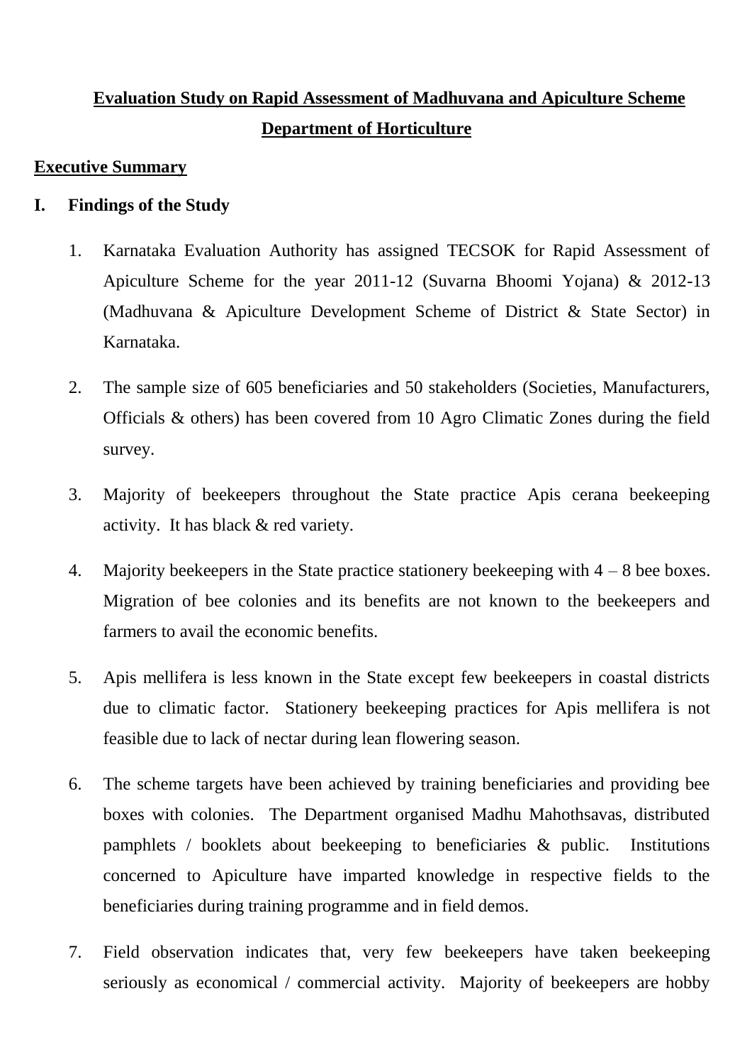# Evaluation Study on Rapid Assessment of Madhuvana and Apiculture Scheme

## Department of Horticulture

### Executive Summary

**I. Findings of the Study**

1. Karnataka Evaluation Authority has assigned TECSOK for Rapid Assessment of Apiculture Scheme for the year 2011-12 (Suvarna Bhoomi Yojana) & 2012-13 (Madhuvana & Apiculture Development Scheme of District & State Sector) in Karnataka.

2. The sample size of 605 beneficiaries and 50 stakeholders (Societies, Manufacturers, Officials & others) has been covered from 10 Agro Climatic Zones during the field survey.

3. Majority of beekeepers throughout the State practice Apis cerana beekeeping activity. It has black & red variety.

4. Majority beekeepers in the State practice stationery beekeeping with 4 – 8 bee boxes. Migration of bee colonies and its benefits are not known to the beekeepers and farmers to avail the economic benefits.

5. Apis mellifera is less known in the State except few beekeepers in coastal districts due to climatic factor. Stationery beekeeping practices for Apis mellifera is not feasible due to lack of nectar during lean flowering season.

6. The scheme targets have been achieved by training beneficiaries and providing bee boxes with colonies. The Department organised Madhu Mahothsavas, distributed pamphlets / booklets about beekeeping to beneficiaries & public. Institutions concerned to Apiculture have imparted knowledge in respective fields to the beneficiaries during training programme and in field demos.

7. Field observation indicates that, very few beekeepers have taken beekeeping seriously as economical / commercial activity. Majority of beekeepers are hobby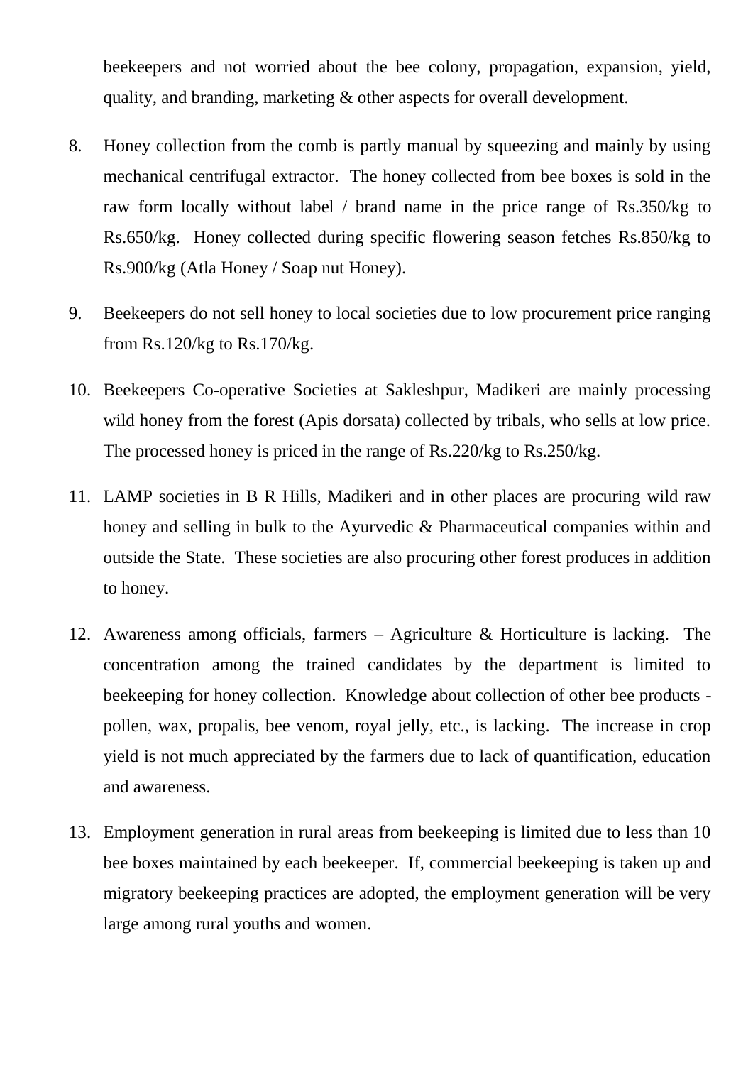beekeepers and not worried about the bee colony, propagation, expansion, yield, quality, and branding, marketing & other aspects for overall development.

8. Honey collection from the comb is partly manual by squeezing and mainly by using mechanical centrifugal extractor. The honey collected from bee boxes is sold in the raw form locally without label / brand name in the price range of Rs.350/kg to Rs.650/kg. Honey collected during specific flowering season fetches Rs.850/kg to Rs.900/kg (Atla Honey / Soap nut Honey).

9. Beekeepers do not sell honey to local societies due to low procurement price ranging from Rs.120/kg to Rs.170/kg.

10. Beekeepers Co-operative Societies at Sakleshpur, Madikeri are mainly processing wild honey from the forest (Apis dorsata) collected by tribals, who sells at low price. The processed honey is priced in the range of Rs.220/kg to Rs.250/kg.

11. LAMP societies in B R Hills, Madikeri and in other places are procuring wild raw honey and selling in bulk to the Ayurvedic & Pharmaceutical companies within and outside the State. These societies are also procuring other forest produces in addition to honey.

12. Awareness among officials, farmers – Agriculture & Horticulture is lacking. The concentration among the trained candidates by the department is limited to beekeeping for honey collection. Knowledge about collection of other bee products - pollen, wax, propalis, bee venom, royal jelly, etc., is lacking. The increase in crop yield is not much appreciated by the farmers due to lack of quantification, education and awareness.

13. Employment generation in rural areas from beekeeping is limited due to less than 10 bee boxes maintained by each beekeeper. If, commercial beekeeping is taken up and migratory beekeeping practices are adopted, the employment generation will be very large among rural youths and women.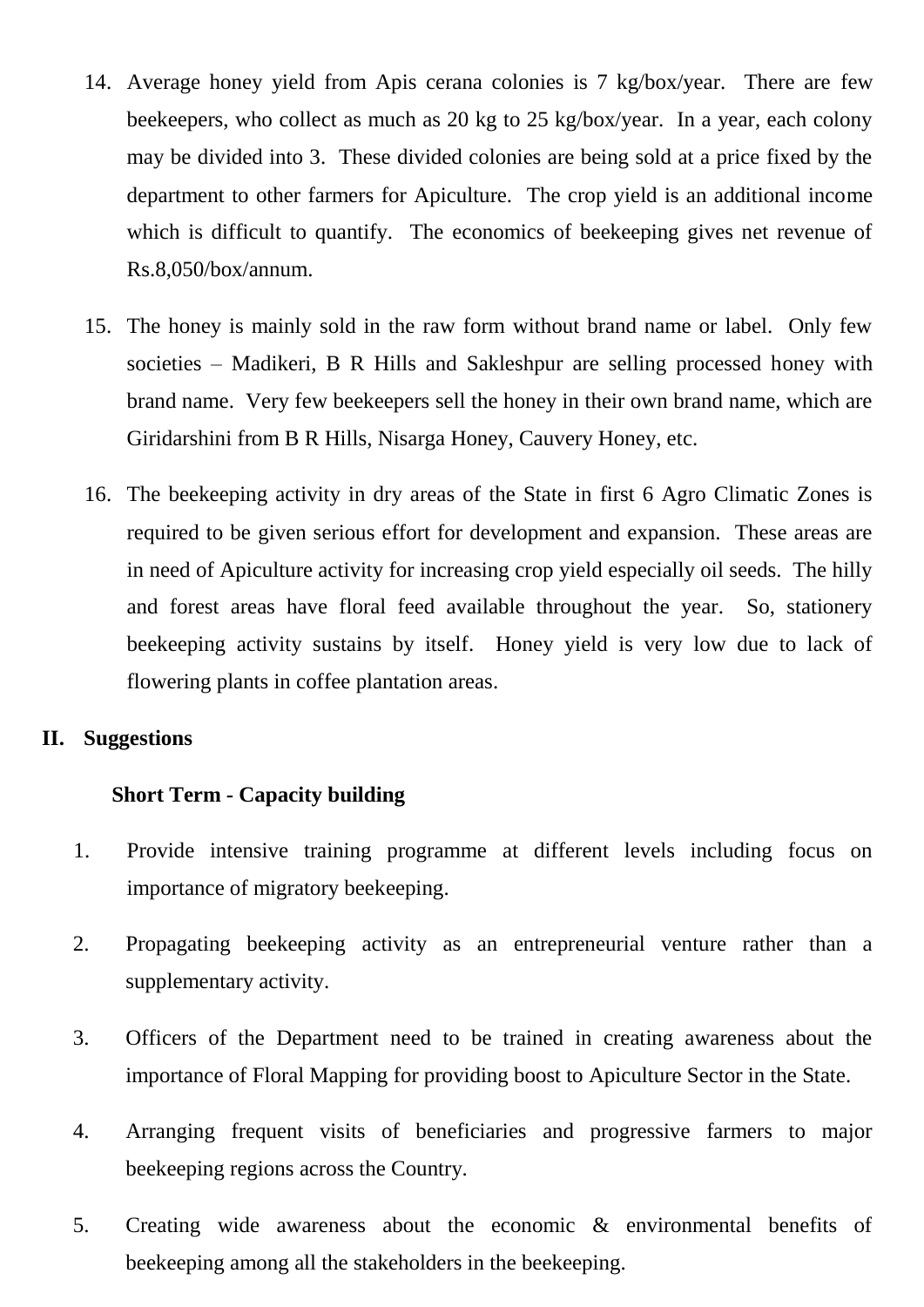14. Average honey yield from Apis cerana colonies is 7 kg/box/year. There are few beekeepers, who collect as much as 20 kg to 25 kg/box/year. In a year, each colony may be divided into 3. These divided colonies are being sold at a price fixed by the department to other farmers for Apiculture. The crop yield is an additional income which is difficult to quantify. The economics of beekeeping gives net revenue of Rs.8,050/box/annum.

15. The honey is mainly sold in the raw form without brand name or label. Only few societies – Madikeri, B R Hills and Sakleshpur are selling processed honey with brand name. Very few beekeepers sell the honey in their own brand name, which are Giridarshini from B R Hills, Nisarga Honey, Cauvery Honey, etc.

16. The beekeeping activity in dry areas of the State in first 6 Agro Climatic Zones is required to be given serious effort for development and expansion. These areas are in need of Apiculture activity for increasing crop yield especially oil seeds. The hilly and forest areas have floral feed available throughout the year. So, stationery beekeeping activity sustains by itself. Honey yield is very low due to lack of flowering plants in coffee plantation areas.

## II. Suggestions

### Short Term - Capacity building

1. Provide intensive training programme at different levels including focus on importance of migratory beekeeping.

2. Propagating beekeeping activity as an entrepreneurial venture rather than a supplementary activity.

3. Officers of the Department need to be trained in creating awareness about the importance of Floral Mapping for providing boost to Apiculture Sector in the State.

4. Arranging frequent visits of beneficiaries and progressive farmers to major beekeeping regions across the Country.

5. Creating wide awareness about the economic & environmental benefits of beekeeping among all the stakeholders in the beekeeping.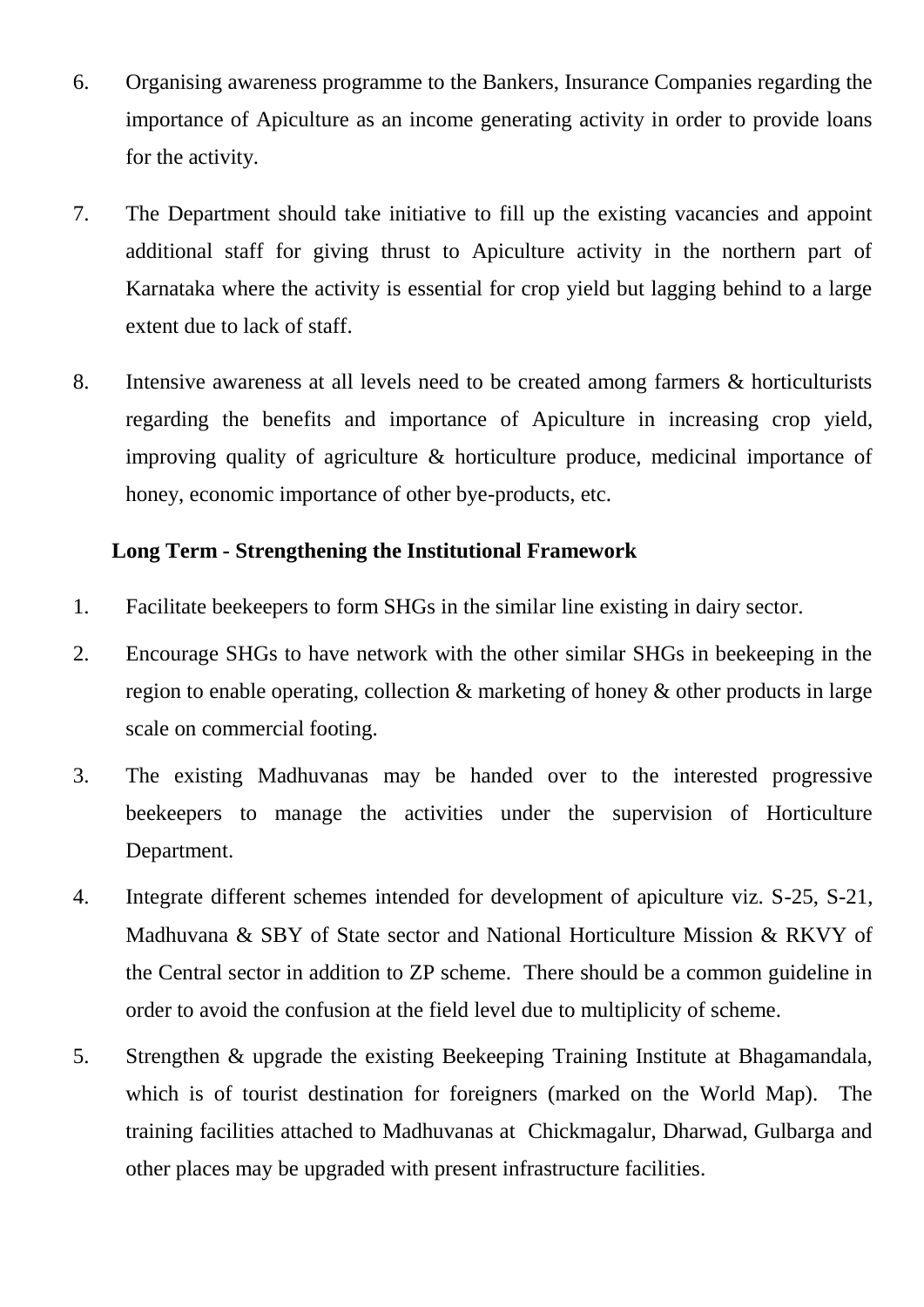6. Organising awareness programme to the Bankers, Insurance Companies regarding the importance of Apiculture as an income generating activity in order to provide loans for the activity.

7. The Department should take initiative to fill up the existing vacancies and appoint additional staff for giving thrust to Apiculture activity in the northern part of Karnataka where the activity is essential for crop yield but lagging behind to a large extent due to lack of staff.

8. Intensive awareness at all levels need to be created among farmers & horticulturists regarding the benefits and importance of Apiculture in increasing crop yield, improving quality of agriculture & horticulture produce, medicinal importance of honey, economic importance of other bye-products, etc.

**Long Term - Strengthening the Institutional Framework**

1. Facilitate beekeepers to form SHGs in the similar line existing in dairy sector.
2. Encourage SHGs to have network with the other similar SHGs in beekeeping in the region to enable operating, collection & marketing of honey & other products in large scale on commercial footing.
3. The existing Madhuvanas may be handed over to the interested progressive beekeepers to manage the activities under the supervision of Horticulture Department.
4. Integrate different schemes intended for development of apiculture viz. S-25, S-21, Madhuvana & SBY of State sector and National Horticulture Mission & RKVY of the Central sector in addition to ZP scheme. There should be a common guideline in order to avoid the confusion at the field level due to multiplicity of scheme.
5. Strengthen & upgrade the existing Beekeeping Training Institute at Bhagamandala, which is of tourist destination for foreigners (marked on the World Map). The training facilities attached to Madhuvanas at Chickmagalur, Dharwad, Gulbarga and other places may be upgraded with present infrastructure facilities.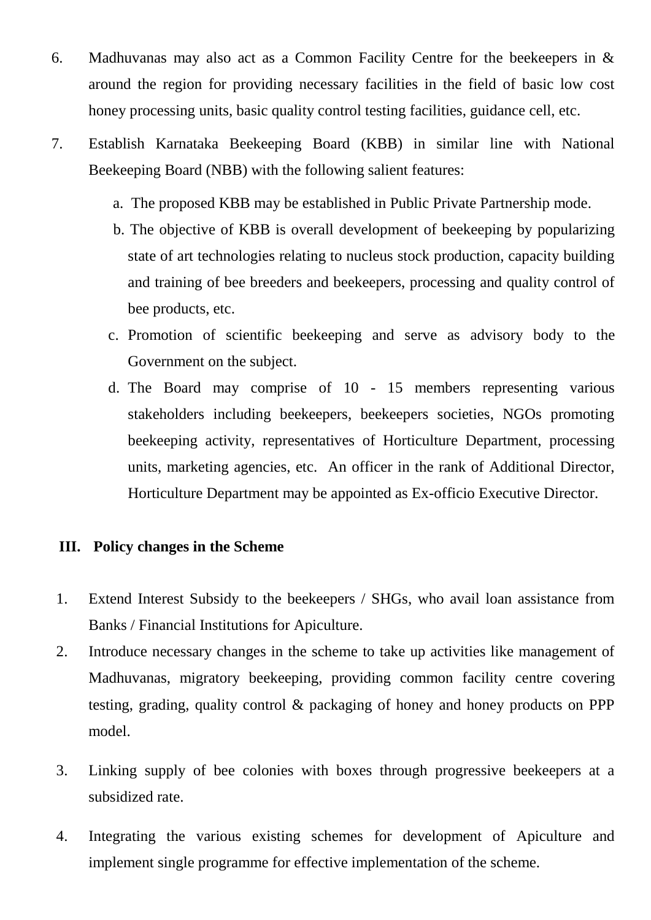6. Madhuvanas may also act as a Common Facility Centre for the beekeepers in & around the region for providing necessary facilities in the field of basic low cost honey processing units, basic quality control testing facilities, guidance cell, etc.

7. Establish Karnataka Beekeeping Board (KBB) in similar line with National Beekeeping Board (NBB) with the following salient features:

   a. The proposed KBB may be established in Public Private Partnership mode.
   b. The objective of KBB is overall development of beekeeping by popularizing state of art technologies relating to nucleus stock production, capacity building and training of bee breeders and beekeepers, processing and quality control of bee products, etc.
   c. Promotion of scientific beekeeping and serve as advisory body to the Government on the subject.
   d. The Board may comprise of 10 - 15 members representing various stakeholders including beekeepers, beekeepers societies, NGOs promoting beekeeping activity, representatives of Horticulture Department, processing units, marketing agencies, etc. An officer in the rank of Additional Director, Horticulture Department may be appointed as Ex-officio Executive Director.

## III. Policy changes in the Scheme

1. Extend Interest Subsidy to the beekeepers / SHGs, who avail loan assistance from Banks / Financial Institutions for Apiculture.
2. Introduce necessary changes in the scheme to take up activities like management of Madhuvanas, migratory beekeeping, providing common facility centre covering testing, grading, quality control & packaging of honey and honey products on PPP model.
3. Linking supply of bee colonies with boxes through progressive beekeepers at a subsidized rate.
4. Integrating the various existing schemes for development of Apiculture and implement single programme for effective implementation of the scheme.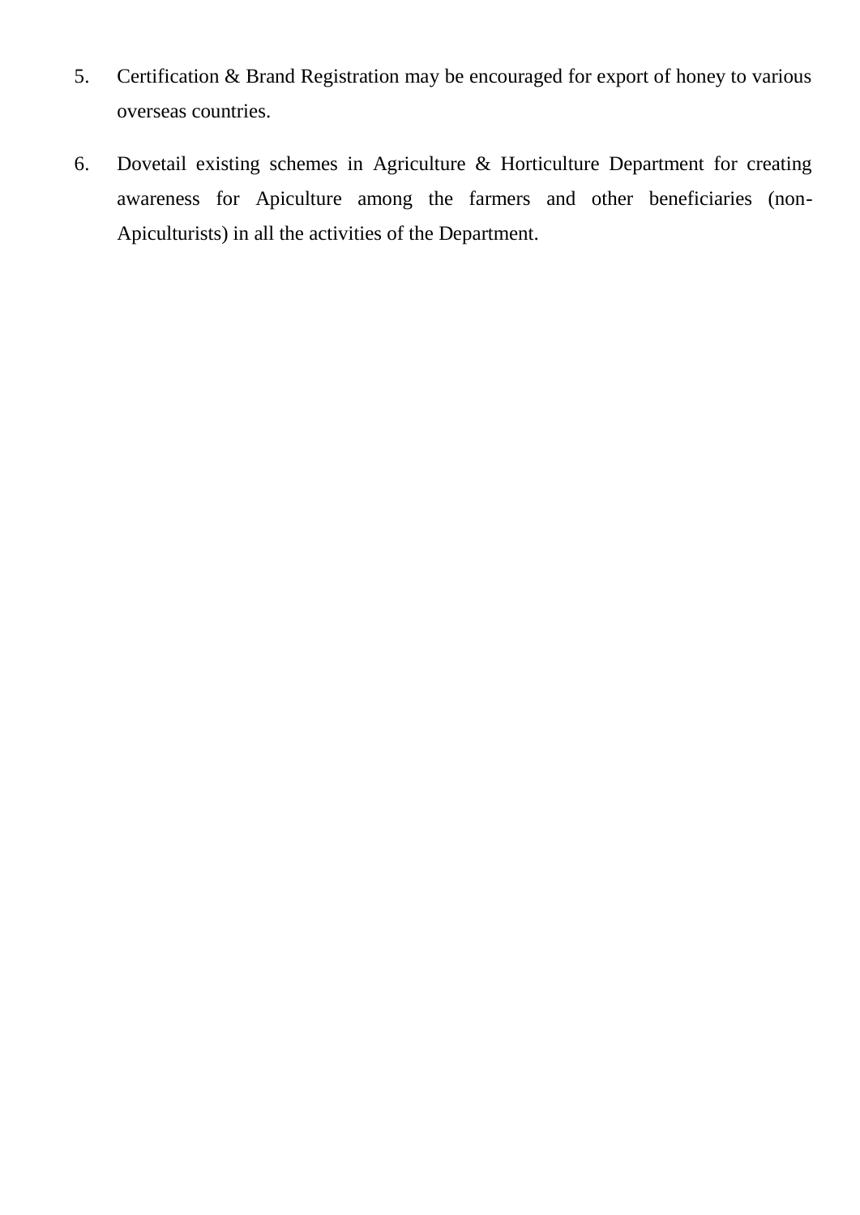5. Certification & Brand Registration may be encouraged for export of honey to various overseas countries.

6. Dovetail existing schemes in Agriculture & Horticulture Department for creating awareness for Apiculture among the farmers and other beneficiaries (non-Apiculturists) in all the activities of the Department.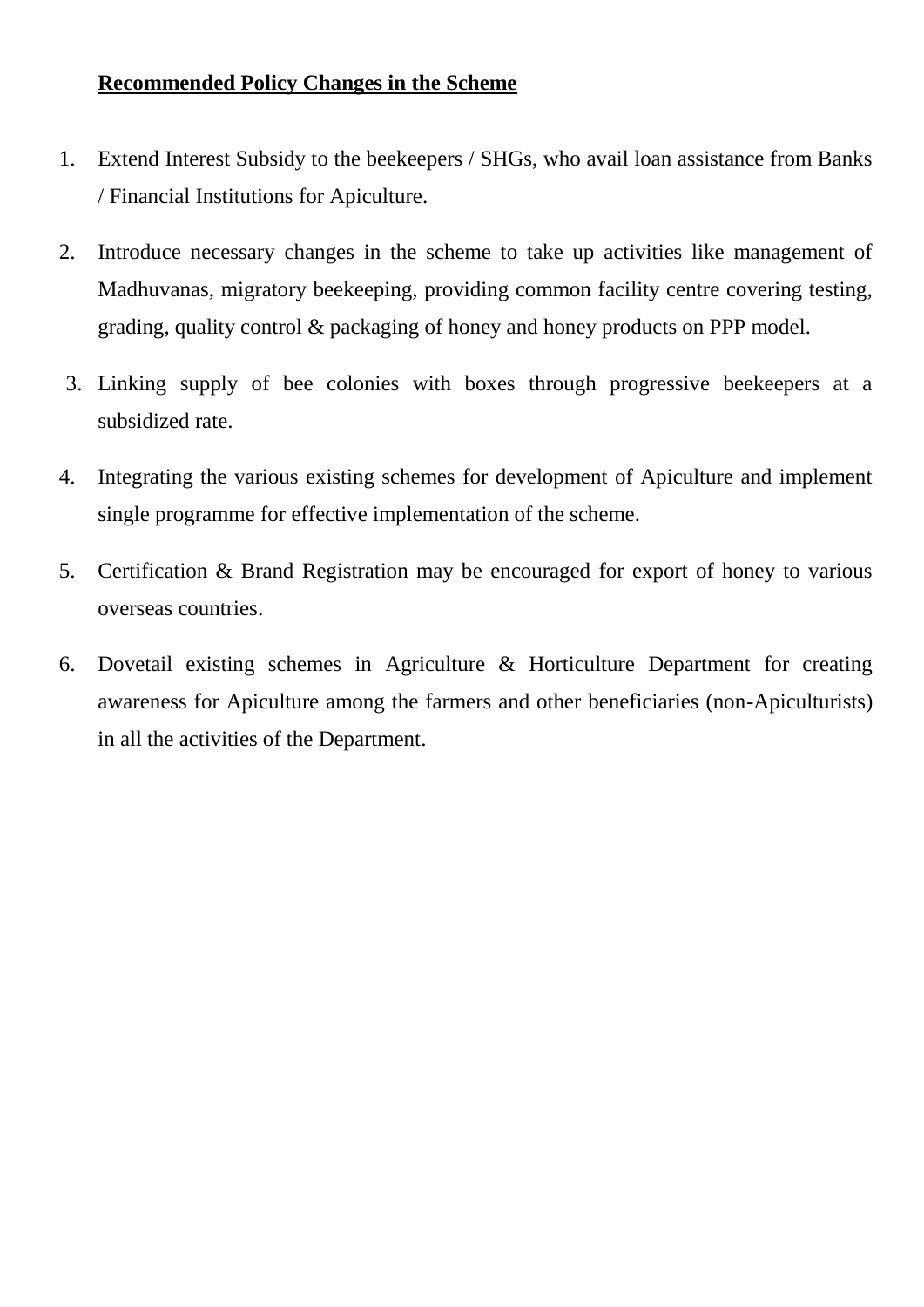**Recommended Policy Changes in the Scheme**

1. Extend Interest Subsidy to the beekeepers / SHGs, who avail loan assistance from Banks / Financial Institutions for Apiculture.
2. Introduce necessary changes in the scheme to take up activities like management of Madhuvanas, migratory beekeeping, providing common facility centre covering testing, grading, quality control & packaging of honey and honey products on PPP model.
3. Linking supply of bee colonies with boxes through progressive beekeepers at a subsidized rate.
4. Integrating the various existing schemes for development of Apiculture and implement single programme for effective implementation of the scheme.
5. Certification & Brand Registration may be encouraged for export of honey to various overseas countries.
6. Dovetail existing schemes in Agriculture & Horticulture Department for creating awareness for Apiculture among the farmers and other beneficiaries (non-Apiculturists) in all the activities of the Department.